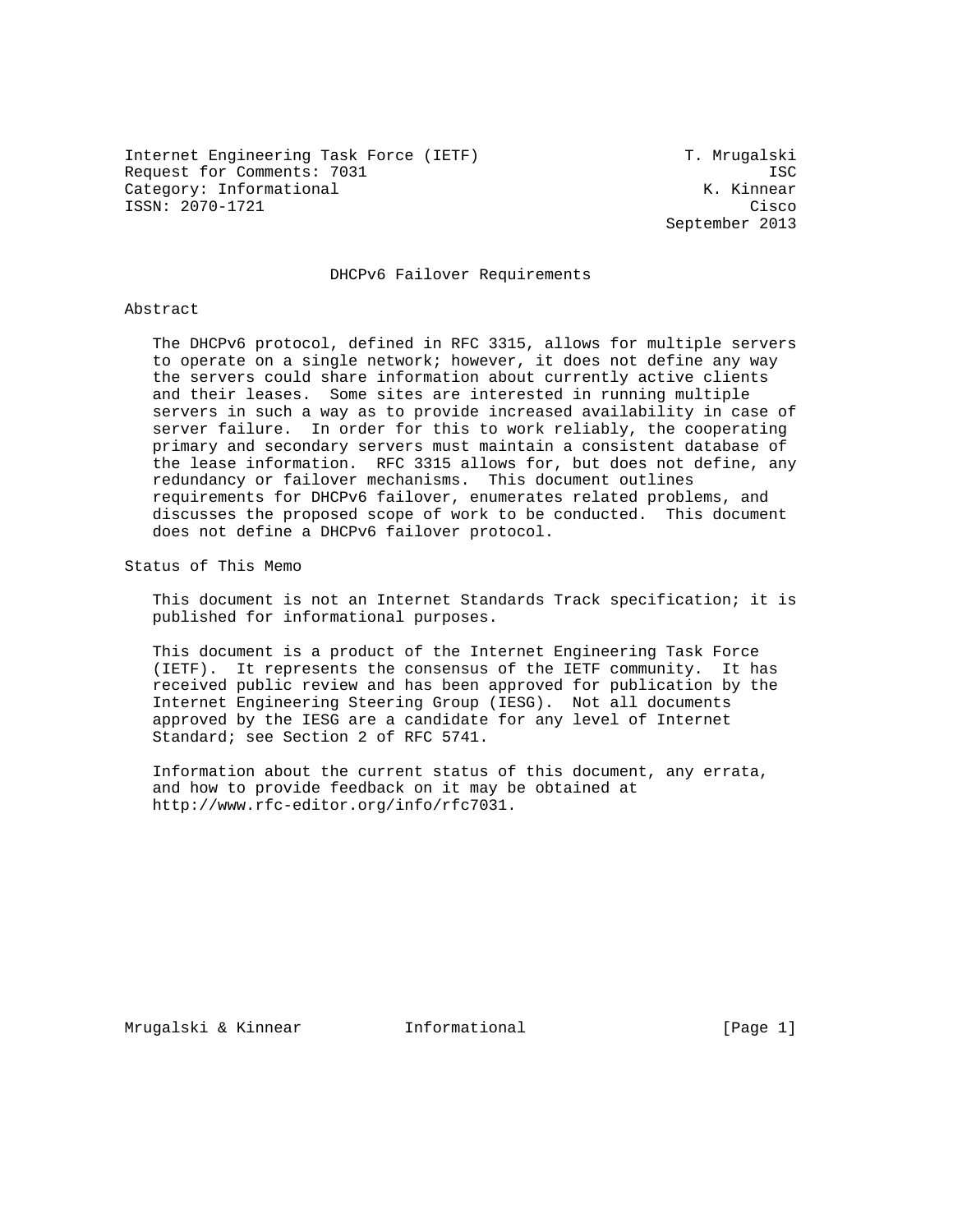Internet Engineering Task Force (IETF)                      T. Mrugalski
Request for Comments: 7031                                           ISC
Category: Informational                                       K. Kinnear
ISSN: 2070-1721                                                    Cisco
                                                          September 2013

# DHCPv6 Failover Requirements

## Abstract

The DHCPv6 protocol, defined in RFC 3315, allows for multiple servers to operate on a single network; however, it does not define any way the servers could share information about currently active clients and their leases. Some sites are interested in running multiple servers in such a way as to provide increased availability in case of server failure. In order for this to work reliably, the cooperating primary and secondary servers must maintain a consistent database of the lease information. RFC 3315 allows for, but does not define, any redundancy or failover mechanisms. This document outlines requirements for DHCPv6 failover, enumerates related problems, and discusses the proposed scope of work to be conducted. This document does not define a DHCPv6 failover protocol.

## Status of This Memo

This document is not an Internet Standards Track specification; it is published for informational purposes.

This document is a product of the Internet Engineering Task Force (IETF). It represents the consensus of the IETF community. It has received public review and has been approved for publication by the Internet Engineering Steering Group (IESG). Not all documents approved by the IESG are a candidate for any level of Internet Standard; see Section 2 of RFC 5741.

Information about the current status of this document, any errata, and how to provide feedback on it may be obtained at http://www.rfc-editor.org/info/rfc7031.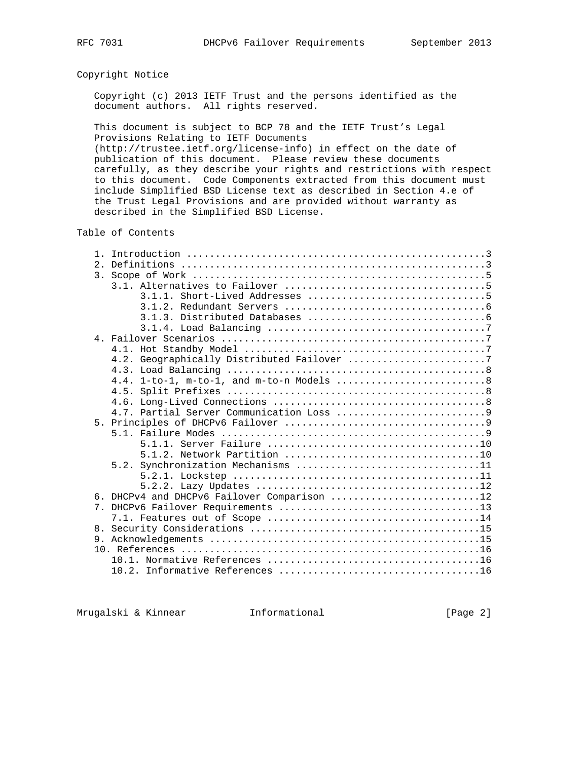## Copyright Notice

Copyright (c) 2013 IETF Trust and the persons identified as the document authors. All rights reserved.

This document is subject to BCP 78 and the IETF Trust's Legal Provisions Relating to IETF Documents (http://trustee.ietf.org/license-info) in effect on the date of publication of this document. Please review these documents carefully, as they describe your rights and restrictions with respect to this document. Code Components extracted from this document must include Simplified BSD License text as described in Section 4.e of the Trust Legal Provisions and are provided without warranty as described in the Simplified BSD License.

## Table of Contents

```
   1. Introduction ....................................................3
   2. Definitions .....................................................3
   3. Scope of Work ...................................................5
      3.1. Alternatives to Failover ...................................5
           3.1.1. Short-Lived Addresses ...............................5
           3.1.2. Redundant Servers ...................................6
           3.1.3. Distributed Databases ...............................6
           3.1.4. Load Balancing ......................................7
   4. Failover Scenarios ..............................................7
      4.1. Hot Standby Model ..........................................7
      4.2. Geographically Distributed Failover ........................7
      4.3. Load Balancing .............................................8
      4.4. 1-to-1, m-to-1, and m-to-n Models ..........................8
      4.5. Split Prefixes .............................................8
      4.6. Long-Lived Connections .....................................8
      4.7. Partial Server Communication Loss ..........................9
   5. Principles of DHCPv6 Failover ...................................9
      5.1. Failure Modes ..............................................9
           5.1.1. Server Failure .....................................10
           5.1.2. Network Partition ..................................10
      5.2. Synchronization Mechanisms ................................11
           5.2.1. Lockstep ...........................................11
           5.2.2. Lazy Updates .......................................12
   6. DHCPv4 and DHCPv6 Failover Comparison ..........................12
   7. DHCPv6 Failover Requirements ...................................13
      7.1. Features out of Scope .....................................14
   8. Security Considerations ........................................15
   9. Acknowledgements ...............................................15
   10. References ....................................................16
      10.1. Normative References .....................................16
      10.2. Informative References ...................................16
```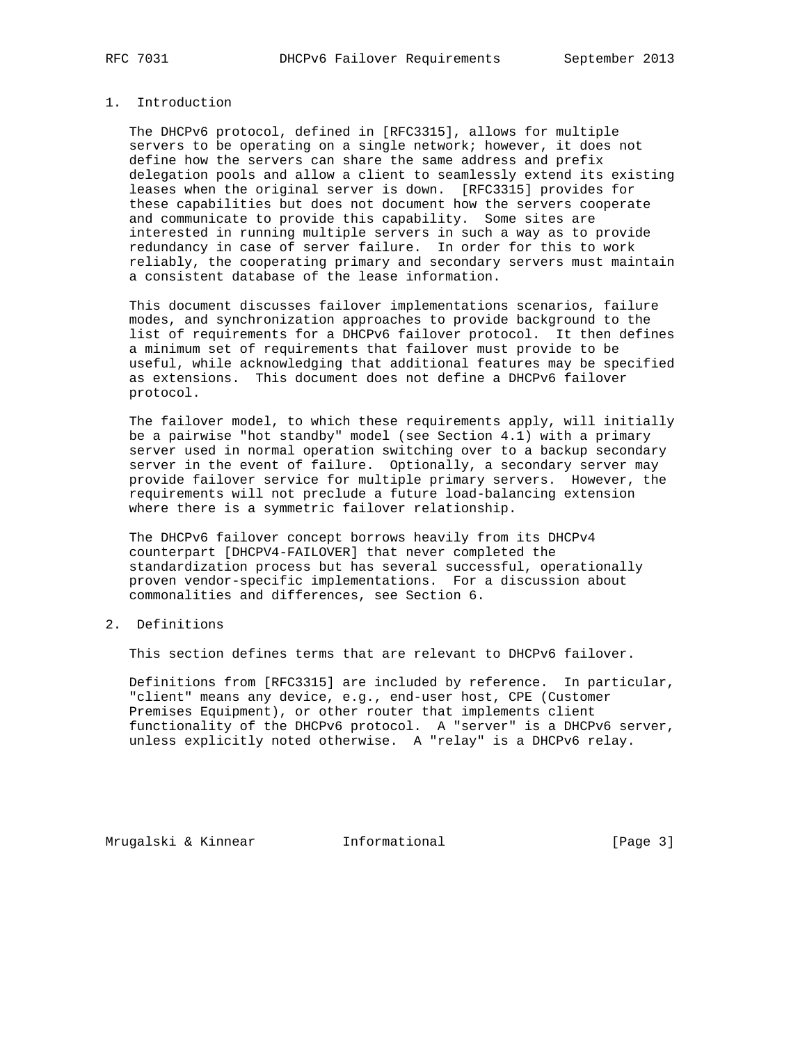## 1. Introduction

The DHCPv6 protocol, defined in [RFC3315], allows for multiple servers to be operating on a single network; however, it does not define how the servers can share the same address and prefix delegation pools and allow a client to seamlessly extend its existing leases when the original server is down. [RFC3315] provides for these capabilities but does not document how the servers cooperate and communicate to provide this capability. Some sites are interested in running multiple servers in such a way as to provide redundancy in case of server failure. In order for this to work reliably, the cooperating primary and secondary servers must maintain a consistent database of the lease information.

This document discusses failover implementations scenarios, failure modes, and synchronization approaches to provide background to the list of requirements for a DHCPv6 failover protocol. It then defines a minimum set of requirements that failover must provide to be useful, while acknowledging that additional features may be specified as extensions. This document does not define a DHCPv6 failover protocol.

The failover model, to which these requirements apply, will initially be a pairwise "hot standby" model (see Section 4.1) with a primary server used in normal operation switching over to a backup secondary server in the event of failure. Optionally, a secondary server may provide failover service for multiple primary servers. However, the requirements will not preclude a future load-balancing extension where there is a symmetric failover relationship.

The DHCPv6 failover concept borrows heavily from its DHCPv4 counterpart [DHCPV4-FAILOVER] that never completed the standardization process but has several successful, operationally proven vendor-specific implementations. For a discussion about commonalities and differences, see Section 6.

## 2. Definitions

This section defines terms that are relevant to DHCPv6 failover.

Definitions from [RFC3315] are included by reference. In particular, "client" means any device, e.g., end-user host, CPE (Customer Premises Equipment), or other router that implements client functionality of the DHCPv6 protocol. A "server" is a DHCPv6 server, unless explicitly noted otherwise. A "relay" is a DHCPv6 relay.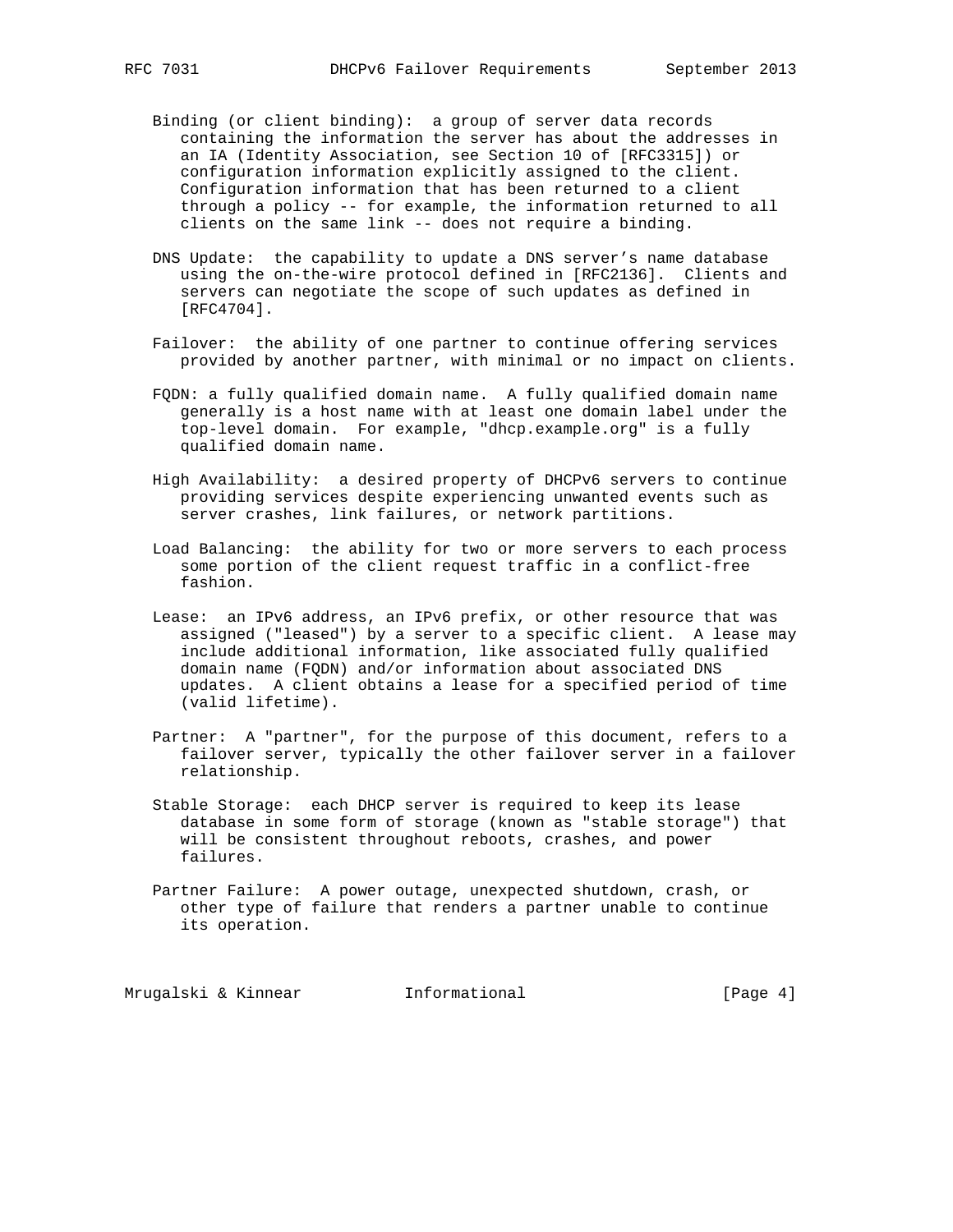Binding (or client binding): a group of server data records containing the information the server has about the addresses in an IA (Identity Association, see Section 10 of [RFC3315]) or configuration information explicitly assigned to the client. Configuration information that has been returned to a client through a policy -- for example, the information returned to all clients on the same link -- does not require a binding.

DNS Update: the capability to update a DNS server's name database using the on-the-wire protocol defined in [RFC2136]. Clients and servers can negotiate the scope of such updates as defined in [RFC4704].

Failover: the ability of one partner to continue offering services provided by another partner, with minimal or no impact on clients.

FQDN: a fully qualified domain name. A fully qualified domain name generally is a host name with at least one domain label under the top-level domain. For example, "dhcp.example.org" is a fully qualified domain name.

High Availability: a desired property of DHCPv6 servers to continue providing services despite experiencing unwanted events such as server crashes, link failures, or network partitions.

Load Balancing: the ability for two or more servers to each process some portion of the client request traffic in a conflict-free fashion.

Lease: an IPv6 address, an IPv6 prefix, or other resource that was assigned ("leased") by a server to a specific client. A lease may include additional information, like associated fully qualified domain name (FQDN) and/or information about associated DNS updates. A client obtains a lease for a specified period of time (valid lifetime).

Partner: A "partner", for the purpose of this document, refers to a failover server, typically the other failover server in a failover relationship.

Stable Storage: each DHCP server is required to keep its lease database in some form of storage (known as "stable storage") that will be consistent throughout reboots, crashes, and power failures.

Partner Failure: A power outage, unexpected shutdown, crash, or other type of failure that renders a partner unable to continue its operation.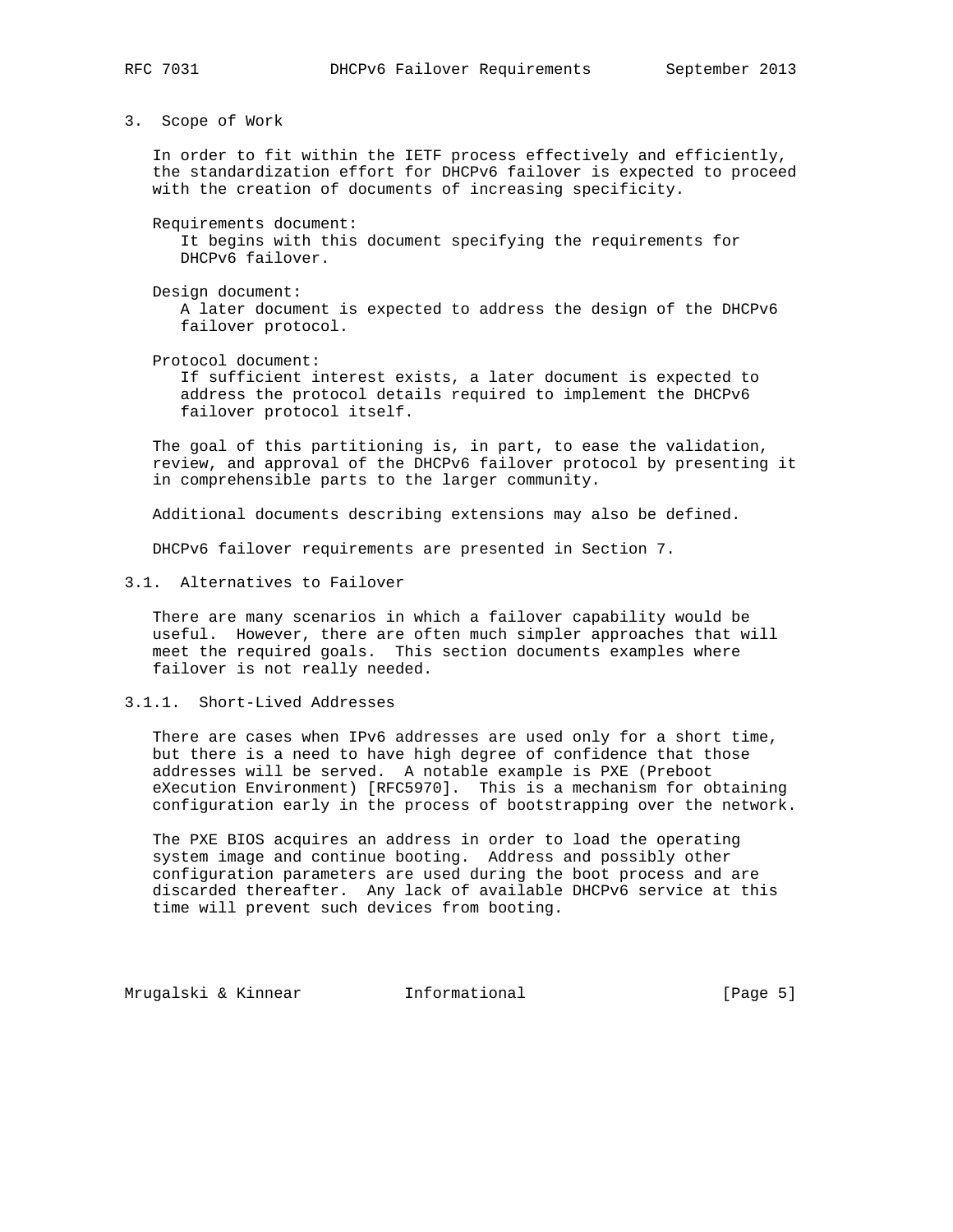## 3. Scope of Work

In order to fit within the IETF process effectively and efficiently, the standardization effort for DHCPv6 failover is expected to proceed with the creation of documents of increasing specificity.

Requirements document:
It begins with this document specifying the requirements for DHCPv6 failover.

Design document:
A later document is expected to address the design of the DHCPv6 failover protocol.

Protocol document:
If sufficient interest exists, a later document is expected to address the protocol details required to implement the DHCPv6 failover protocol itself.

The goal of this partitioning is, in part, to ease the validation, review, and approval of the DHCPv6 failover protocol by presenting it in comprehensible parts to the larger community.

Additional documents describing extensions may also be defined.

DHCPv6 failover requirements are presented in Section 7.

### 3.1. Alternatives to Failover

There are many scenarios in which a failover capability would be useful. However, there are often much simpler approaches that will meet the required goals. This section documents examples where failover is not really needed.

#### 3.1.1. Short-Lived Addresses

There are cases when IPv6 addresses are used only for a short time, but there is a need to have high degree of confidence that those addresses will be served. A notable example is PXE (Preboot eXecution Environment) [RFC5970]. This is a mechanism for obtaining configuration early in the process of bootstrapping over the network.

The PXE BIOS acquires an address in order to load the operating system image and continue booting. Address and possibly other configuration parameters are used during the boot process and are discarded thereafter. Any lack of available DHCPv6 service at this time will prevent such devices from booting.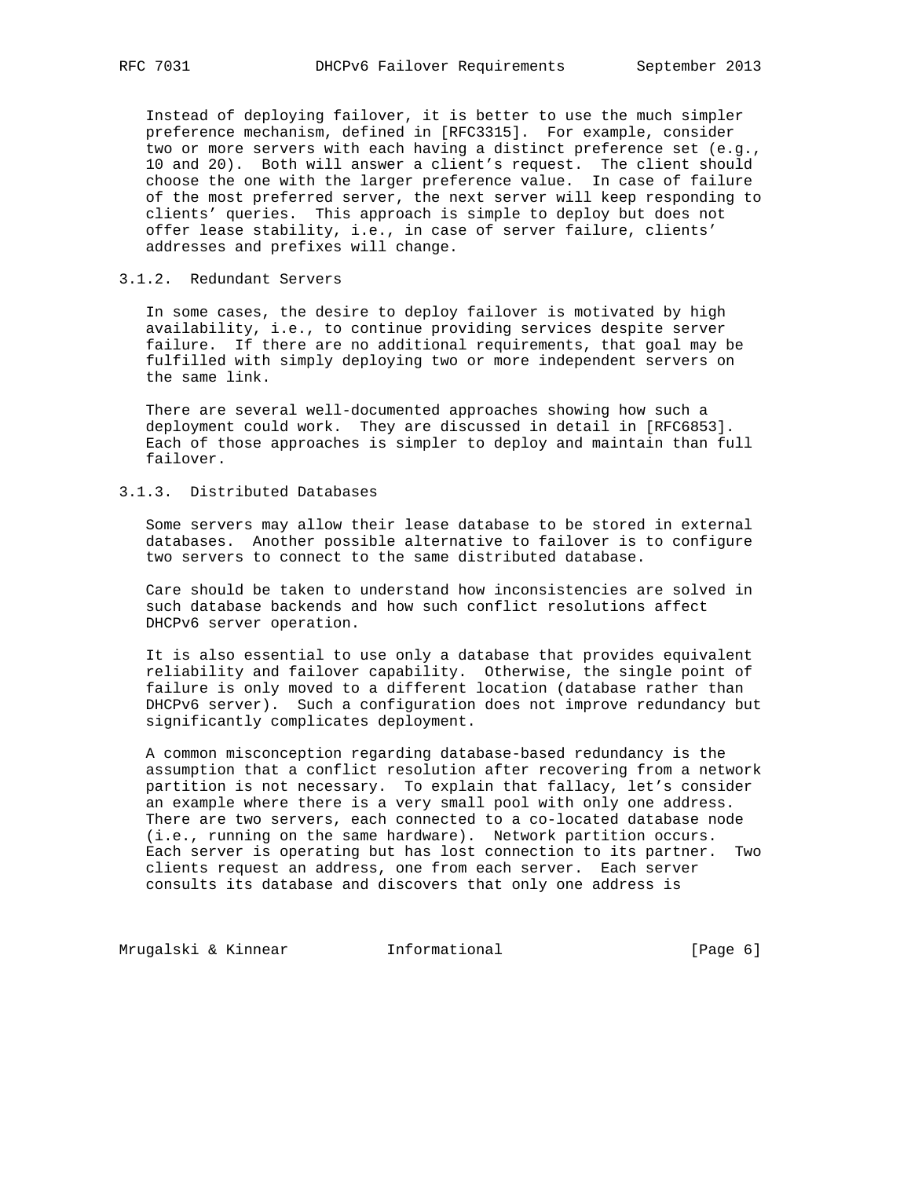Instead of deploying failover, it is better to use the much simpler preference mechanism, defined in [RFC3315]. For example, consider two or more servers with each having a distinct preference set (e.g., 10 and 20). Both will answer a client's request. The client should choose the one with the larger preference value. In case of failure of the most preferred server, the next server will keep responding to clients' queries. This approach is simple to deploy but does not offer lease stability, i.e., in case of server failure, clients' addresses and prefixes will change.

### 3.1.2. Redundant Servers

In some cases, the desire to deploy failover is motivated by high availability, i.e., to continue providing services despite server failure. If there are no additional requirements, that goal may be fulfilled with simply deploying two or more independent servers on the same link.

There are several well-documented approaches showing how such a deployment could work. They are discussed in detail in [RFC6853]. Each of those approaches is simpler to deploy and maintain than full failover.

### 3.1.3. Distributed Databases

Some servers may allow their lease database to be stored in external databases. Another possible alternative to failover is to configure two servers to connect to the same distributed database.

Care should be taken to understand how inconsistencies are solved in such database backends and how such conflict resolutions affect DHCPv6 server operation.

It is also essential to use only a database that provides equivalent reliability and failover capability. Otherwise, the single point of failure is only moved to a different location (database rather than DHCPv6 server). Such a configuration does not improve redundancy but significantly complicates deployment.

A common misconception regarding database-based redundancy is the assumption that a conflict resolution after recovering from a network partition is not necessary. To explain that fallacy, let's consider an example where there is a very small pool with only one address. There are two servers, each connected to a co-located database node (i.e., running on the same hardware). Network partition occurs. Each server is operating but has lost connection to its partner. Two clients request an address, one from each server. Each server consults its database and discovers that only one address is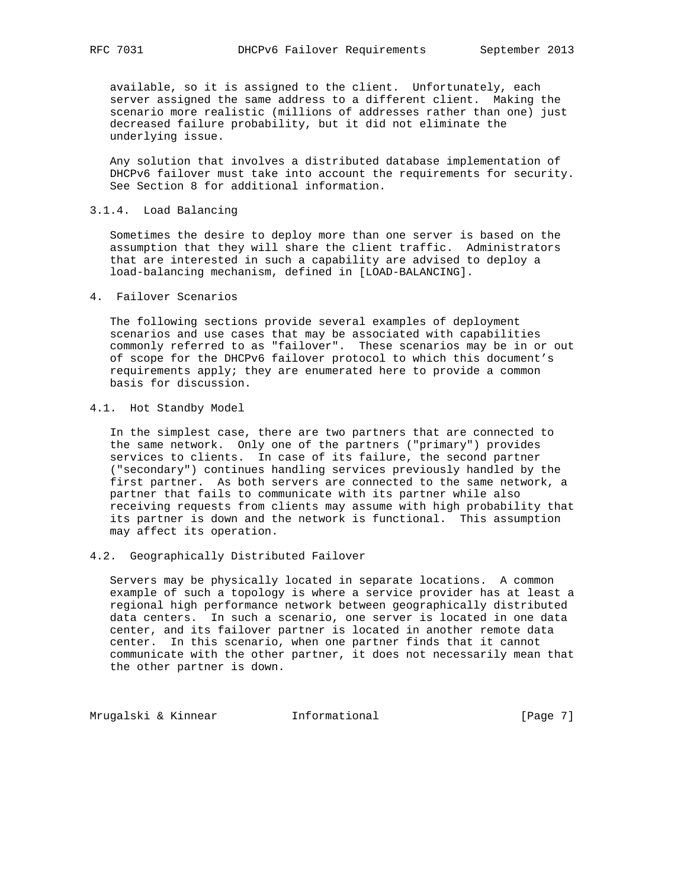available, so it is assigned to the client. Unfortunately, each server assigned the same address to a different client. Making the scenario more realistic (millions of addresses rather than one) just decreased failure probability, but it did not eliminate the underlying issue.

Any solution that involves a distributed database implementation of DHCPv6 failover must take into account the requirements for security. See Section 8 for additional information.

### 3.1.4. Load Balancing

Sometimes the desire to deploy more than one server is based on the assumption that they will share the client traffic. Administrators that are interested in such a capability are advised to deploy a load-balancing mechanism, defined in [LOAD-BALANCING].

## 4. Failover Scenarios

The following sections provide several examples of deployment scenarios and use cases that may be associated with capabilities commonly referred to as "failover". These scenarios may be in or out of scope for the DHCPv6 failover protocol to which this document's requirements apply; they are enumerated here to provide a common basis for discussion.

### 4.1. Hot Standby Model

In the simplest case, there are two partners that are connected to the same network. Only one of the partners ("primary") provides services to clients. In case of its failure, the second partner ("secondary") continues handling services previously handled by the first partner. As both servers are connected to the same network, a partner that fails to communicate with its partner while also receiving requests from clients may assume with high probability that its partner is down and the network is functional. This assumption may affect its operation.

### 4.2. Geographically Distributed Failover

Servers may be physically located in separate locations. A common example of such a topology is where a service provider has at least a regional high performance network between geographically distributed data centers. In such a scenario, one server is located in one data center, and its failover partner is located in another remote data center. In this scenario, when one partner finds that it cannot communicate with the other partner, it does not necessarily mean that the other partner is down.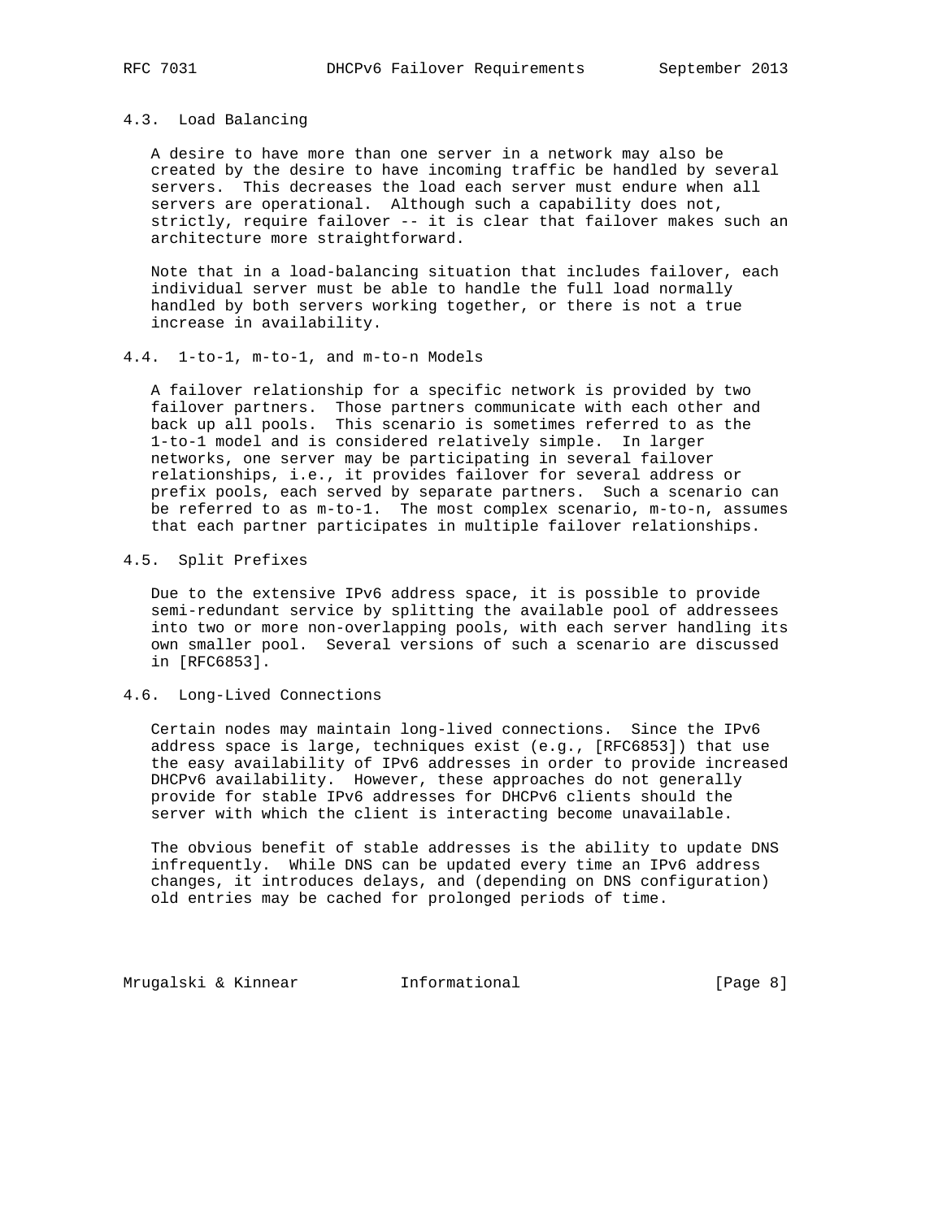### 4.3. Load Balancing

A desire to have more than one server in a network may also be created by the desire to have incoming traffic be handled by several servers. This decreases the load each server must endure when all servers are operational. Although such a capability does not, strictly, require failover -- it is clear that failover makes such an architecture more straightforward.

Note that in a load-balancing situation that includes failover, each individual server must be able to handle the full load normally handled by both servers working together, or there is not a true increase in availability.

### 4.4. 1-to-1, m-to-1, and m-to-n Models

A failover relationship for a specific network is provided by two failover partners. Those partners communicate with each other and back up all pools. This scenario is sometimes referred to as the 1-to-1 model and is considered relatively simple. In larger networks, one server may be participating in several failover relationships, i.e., it provides failover for several address or prefix pools, each served by separate partners. Such a scenario can be referred to as m-to-1. The most complex scenario, m-to-n, assumes that each partner participates in multiple failover relationships.

### 4.5. Split Prefixes

Due to the extensive IPv6 address space, it is possible to provide semi-redundant service by splitting the available pool of addressees into two or more non-overlapping pools, with each server handling its own smaller pool. Several versions of such a scenario are discussed in [RFC6853].

### 4.6. Long-Lived Connections

Certain nodes may maintain long-lived connections. Since the IPv6 address space is large, techniques exist (e.g., [RFC6853]) that use the easy availability of IPv6 addresses in order to provide increased DHCPv6 availability. However, these approaches do not generally provide for stable IPv6 addresses for DHCPv6 clients should the server with which the client is interacting become unavailable.

The obvious benefit of stable addresses is the ability to update DNS infrequently. While DNS can be updated every time an IPv6 address changes, it introduces delays, and (depending on DNS configuration) old entries may be cached for prolonged periods of time.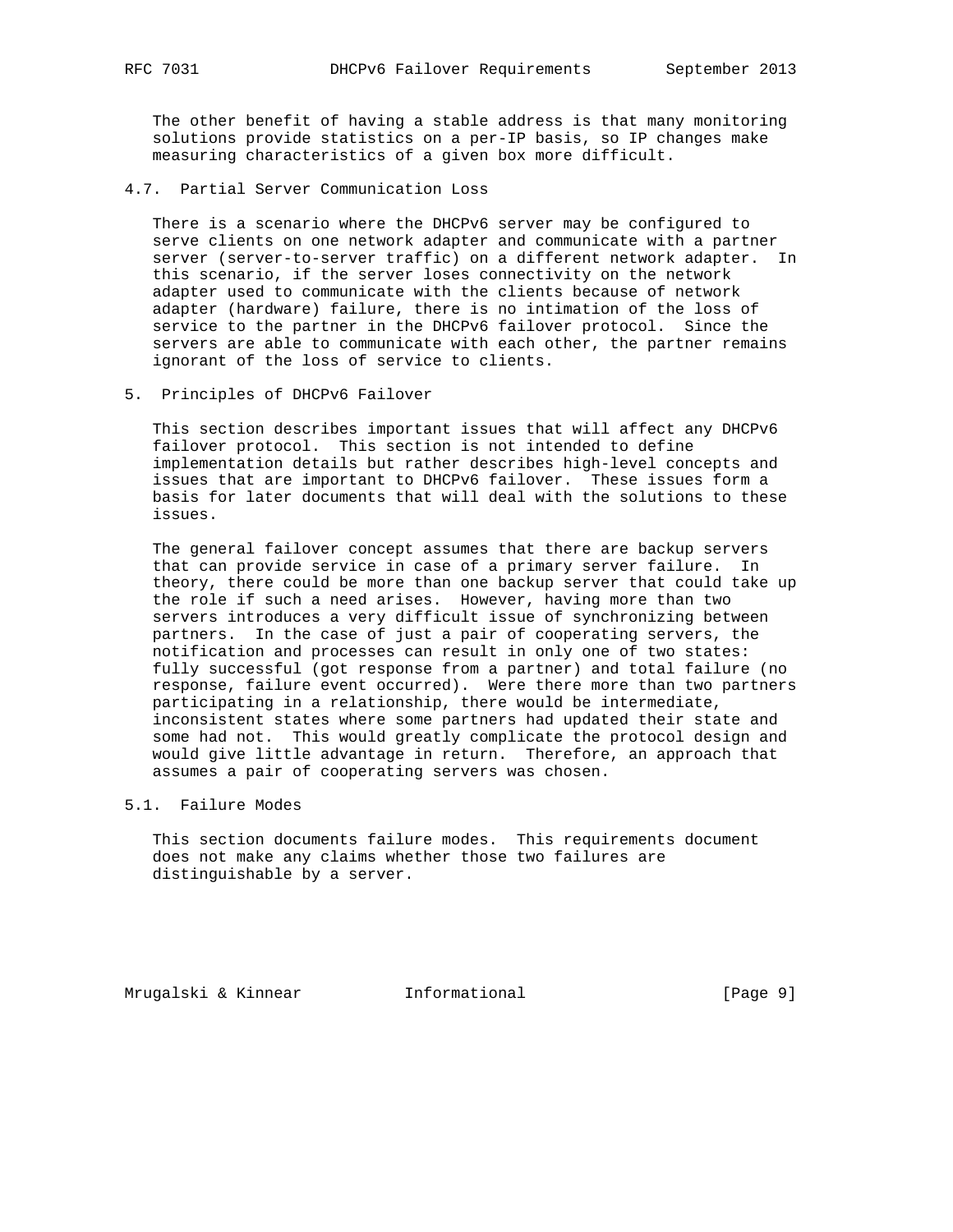The other benefit of having a stable address is that many monitoring solutions provide statistics on a per-IP basis, so IP changes make measuring characteristics of a given box more difficult.

### 4.7. Partial Server Communication Loss

There is a scenario where the DHCPv6 server may be configured to serve clients on one network adapter and communicate with a partner server (server-to-server traffic) on a different network adapter. In this scenario, if the server loses connectivity on the network adapter used to communicate with the clients because of network adapter (hardware) failure, there is no intimation of the loss of service to the partner in the DHCPv6 failover protocol. Since the servers are able to communicate with each other, the partner remains ignorant of the loss of service to clients.

## 5. Principles of DHCPv6 Failover

This section describes important issues that will affect any DHCPv6 failover protocol. This section is not intended to define implementation details but rather describes high-level concepts and issues that are important to DHCPv6 failover. These issues form a basis for later documents that will deal with the solutions to these issues.

The general failover concept assumes that there are backup servers that can provide service in case of a primary server failure. In theory, there could be more than one backup server that could take up the role if such a need arises. However, having more than two servers introduces a very difficult issue of synchronizing between partners. In the case of just a pair of cooperating servers, the notification and processes can result in only one of two states: fully successful (got response from a partner) and total failure (no response, failure event occurred). Were there more than two partners participating in a relationship, there would be intermediate, inconsistent states where some partners had updated their state and some had not. This would greatly complicate the protocol design and would give little advantage in return. Therefore, an approach that assumes a pair of cooperating servers was chosen.

### 5.1. Failure Modes

This section documents failure modes. This requirements document does not make any claims whether those two failures are distinguishable by a server.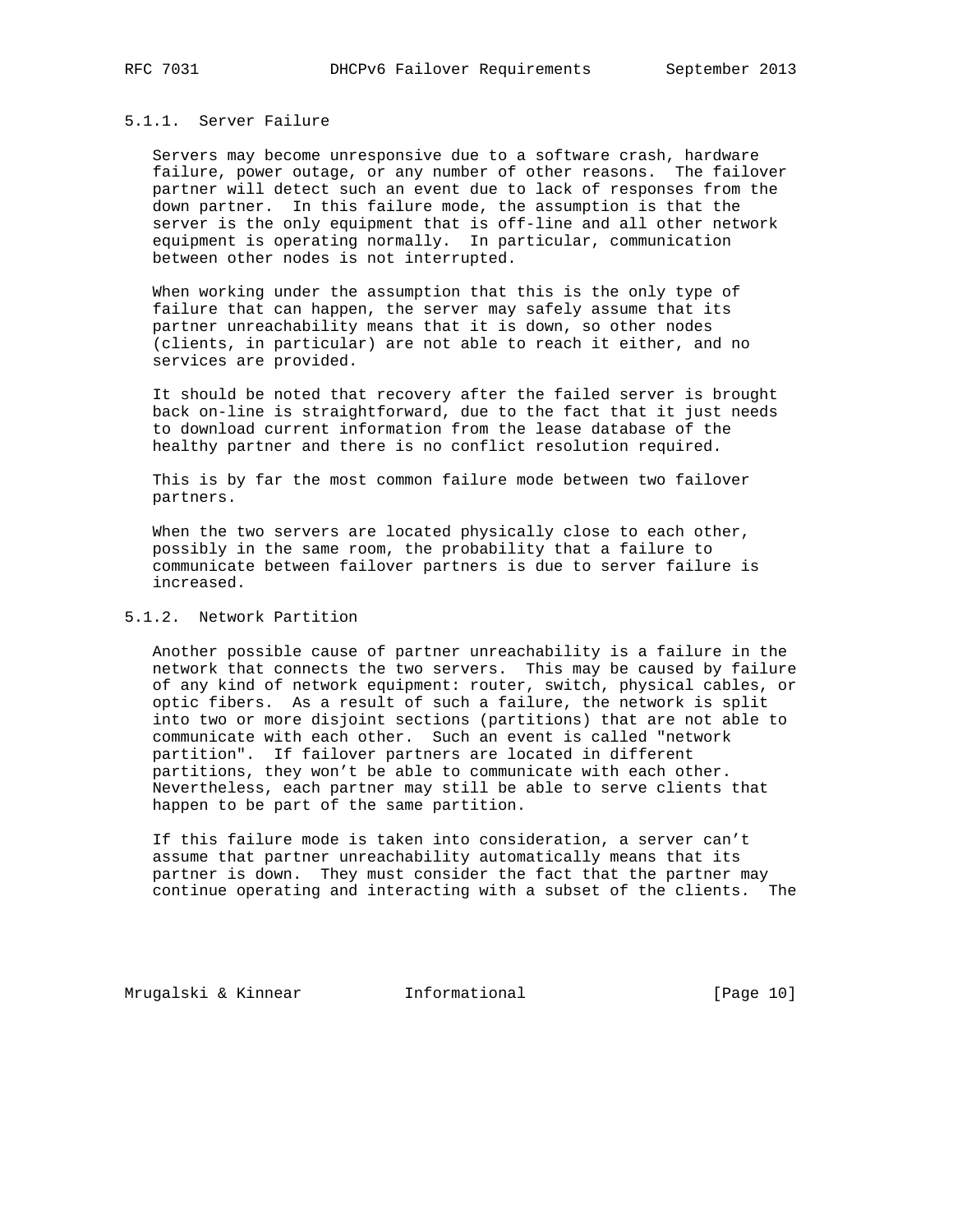#### 5.1.1. Server Failure

Servers may become unresponsive due to a software crash, hardware failure, power outage, or any number of other reasons. The failover partner will detect such an event due to lack of responses from the down partner. In this failure mode, the assumption is that the server is the only equipment that is off-line and all other network equipment is operating normally. In particular, communication between other nodes is not interrupted.

When working under the assumption that this is the only type of failure that can happen, the server may safely assume that its partner unreachability means that it is down, so other nodes (clients, in particular) are not able to reach it either, and no services are provided.

It should be noted that recovery after the failed server is brought back on-line is straightforward, due to the fact that it just needs to download current information from the lease database of the healthy partner and there is no conflict resolution required.

This is by far the most common failure mode between two failover partners.

When the two servers are located physically close to each other, possibly in the same room, the probability that a failure to communicate between failover partners is due to server failure is increased.

#### 5.1.2. Network Partition

Another possible cause of partner unreachability is a failure in the network that connects the two servers. This may be caused by failure of any kind of network equipment: router, switch, physical cables, or optic fibers. As a result of such a failure, the network is split into two or more disjoint sections (partitions) that are not able to communicate with each other. Such an event is called "network partition". If failover partners are located in different partitions, they won't be able to communicate with each other. Nevertheless, each partner may still be able to serve clients that happen to be part of the same partition.

If this failure mode is taken into consideration, a server can't assume that partner unreachability automatically means that its partner is down. They must consider the fact that the partner may continue operating and interacting with a subset of the clients. The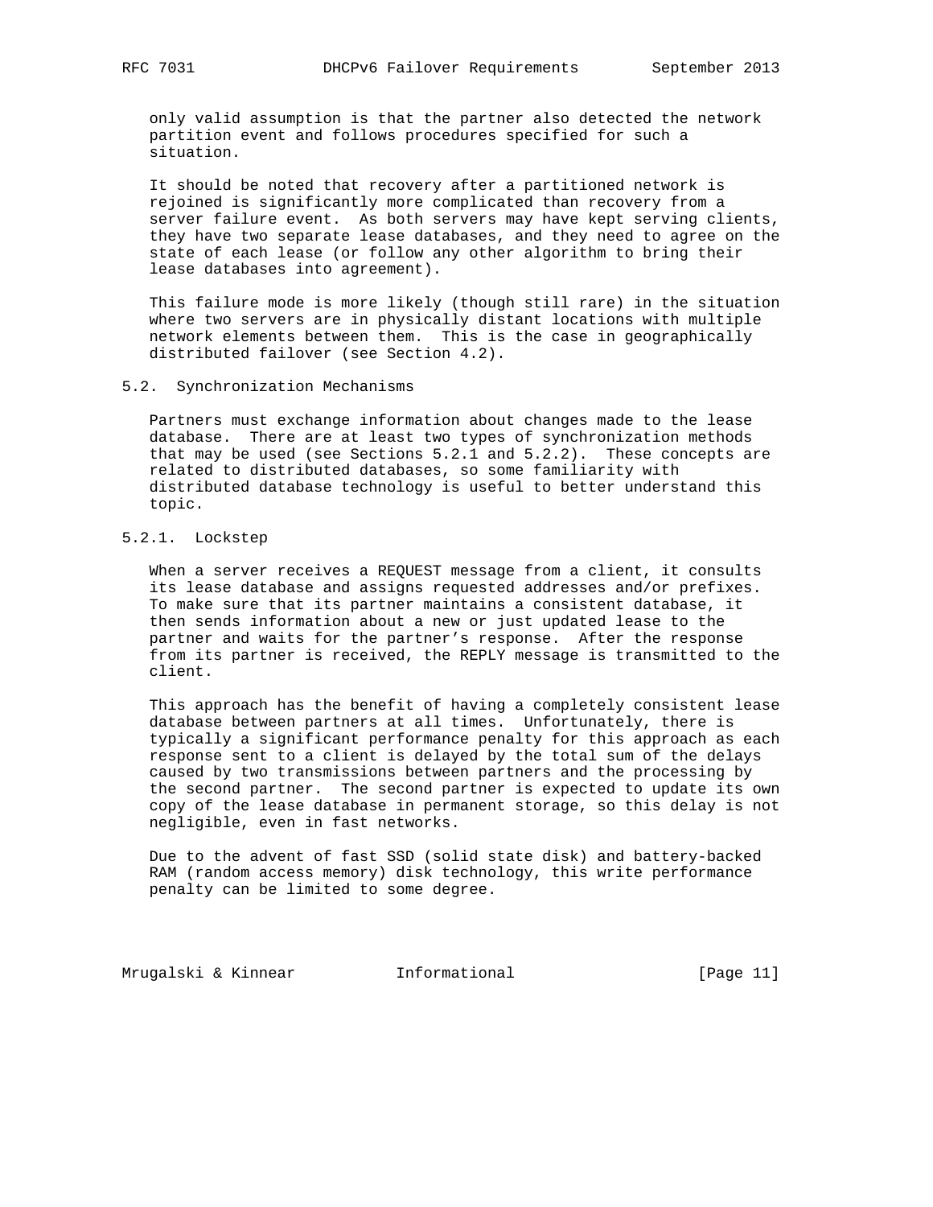only valid assumption is that the partner also detected the network partition event and follows procedures specified for such a situation.

It should be noted that recovery after a partitioned network is rejoined is significantly more complicated than recovery from a server failure event. As both servers may have kept serving clients, they have two separate lease databases, and they need to agree on the state of each lease (or follow any other algorithm to bring their lease databases into agreement).

This failure mode is more likely (though still rare) in the situation where two servers are in physically distant locations with multiple network elements between them. This is the case in geographically distributed failover (see Section 4.2).

### 5.2. Synchronization Mechanisms

Partners must exchange information about changes made to the lease database. There are at least two types of synchronization methods that may be used (see Sections 5.2.1 and 5.2.2). These concepts are related to distributed databases, so some familiarity with distributed database technology is useful to better understand this topic.

#### 5.2.1. Lockstep

When a server receives a REQUEST message from a client, it consults its lease database and assigns requested addresses and/or prefixes. To make sure that its partner maintains a consistent database, it then sends information about a new or just updated lease to the partner and waits for the partner's response. After the response from its partner is received, the REPLY message is transmitted to the client.

This approach has the benefit of having a completely consistent lease database between partners at all times. Unfortunately, there is typically a significant performance penalty for this approach as each response sent to a client is delayed by the total sum of the delays caused by two transmissions between partners and the processing by the second partner. The second partner is expected to update its own copy of the lease database in permanent storage, so this delay is not negligible, even in fast networks.

Due to the advent of fast SSD (solid state disk) and battery-backed RAM (random access memory) disk technology, this write performance penalty can be limited to some degree.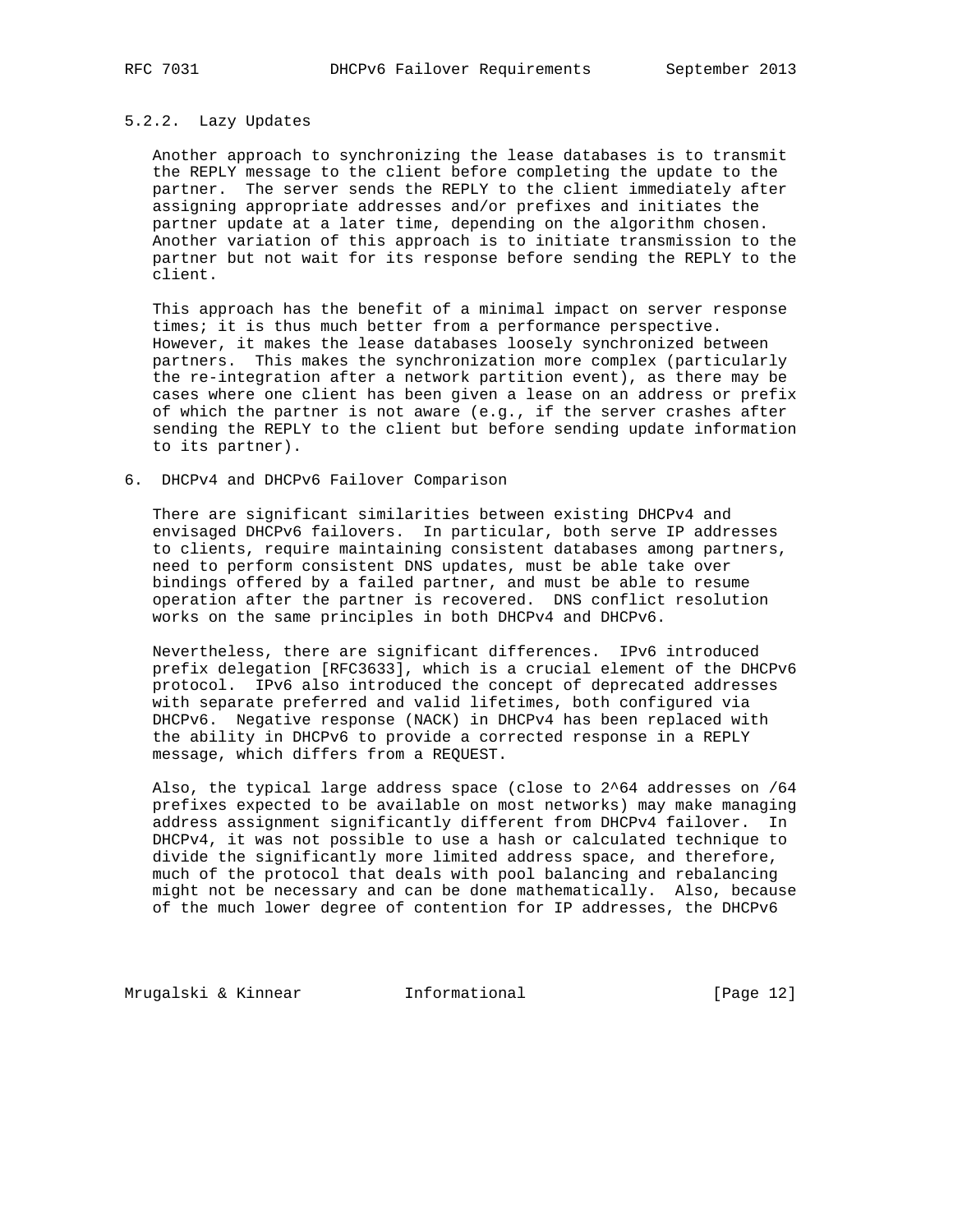### 5.2.2. Lazy Updates

Another approach to synchronizing the lease databases is to transmit the REPLY message to the client before completing the update to the partner. The server sends the REPLY to the client immediately after assigning appropriate addresses and/or prefixes and initiates the partner update at a later time, depending on the algorithm chosen. Another variation of this approach is to initiate transmission to the partner but not wait for its response before sending the REPLY to the client.

This approach has the benefit of a minimal impact on server response times; it is thus much better from a performance perspective. However, it makes the lease databases loosely synchronized between partners. This makes the synchronization more complex (particularly the re-integration after a network partition event), as there may be cases where one client has been given a lease on an address or prefix of which the partner is not aware (e.g., if the server crashes after sending the REPLY to the client but before sending update information to its partner).

## 6. DHCPv4 and DHCPv6 Failover Comparison

There are significant similarities between existing DHCPv4 and envisaged DHCPv6 failovers. In particular, both serve IP addresses to clients, require maintaining consistent databases among partners, need to perform consistent DNS updates, must be able take over bindings offered by a failed partner, and must be able to resume operation after the partner is recovered. DNS conflict resolution works on the same principles in both DHCPv4 and DHCPv6.

Nevertheless, there are significant differences. IPv6 introduced prefix delegation [RFC3633], which is a crucial element of the DHCPv6 protocol. IPv6 also introduced the concept of deprecated addresses with separate preferred and valid lifetimes, both configured via DHCPv6. Negative response (NACK) in DHCPv4 has been replaced with the ability in DHCPv6 to provide a corrected response in a REPLY message, which differs from a REQUEST.

Also, the typical large address space (close to 2^64 addresses on /64 prefixes expected to be available on most networks) may make managing address assignment significantly different from DHCPv4 failover. In DHCPv4, it was not possible to use a hash or calculated technique to divide the significantly more limited address space, and therefore, much of the protocol that deals with pool balancing and rebalancing might not be necessary and can be done mathematically. Also, because of the much lower degree of contention for IP addresses, the DHCPv6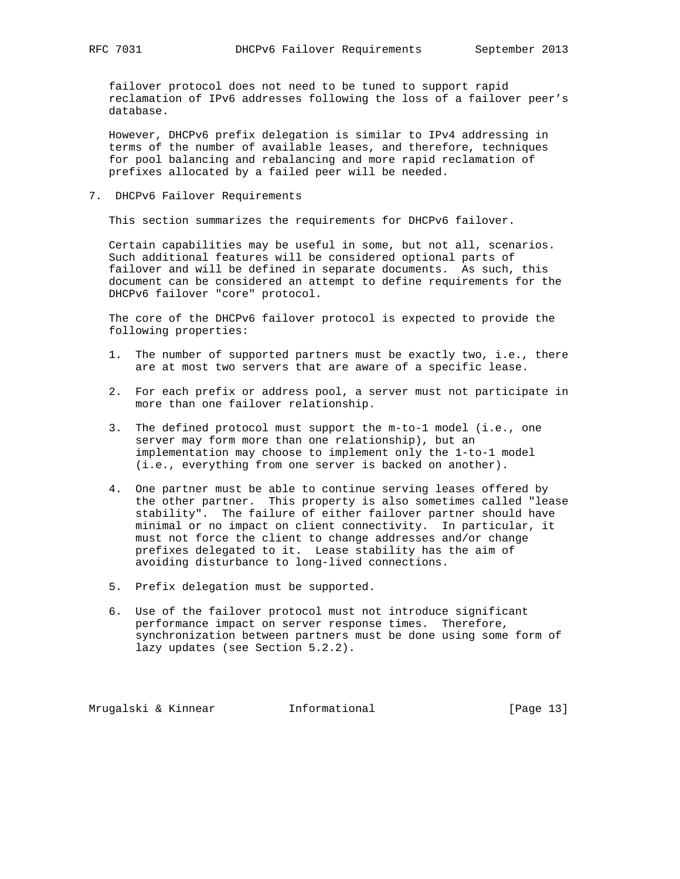failover protocol does not need to be tuned to support rapid reclamation of IPv6 addresses following the loss of a failover peer's database.

However, DHCPv6 prefix delegation is similar to IPv4 addressing in terms of the number of available leases, and therefore, techniques for pool balancing and rebalancing and more rapid reclamation of prefixes allocated by a failed peer will be needed.

## 7. DHCPv6 Failover Requirements

This section summarizes the requirements for DHCPv6 failover.

Certain capabilities may be useful in some, but not all, scenarios. Such additional features will be considered optional parts of failover and will be defined in separate documents. As such, this document can be considered an attempt to define requirements for the DHCPv6 failover "core" protocol.

The core of the DHCPv6 failover protocol is expected to provide the following properties:

1. The number of supported partners must be exactly two, i.e., there are at most two servers that are aware of a specific lease.

2. For each prefix or address pool, a server must not participate in more than one failover relationship.

3. The defined protocol must support the m-to-1 model (i.e., one server may form more than one relationship), but an implementation may choose to implement only the 1-to-1 model (i.e., everything from one server is backed on another).

4. One partner must be able to continue serving leases offered by the other partner. This property is also sometimes called "lease stability". The failure of either failover partner should have minimal or no impact on client connectivity. In particular, it must not force the client to change addresses and/or change prefixes delegated to it. Lease stability has the aim of avoiding disturbance to long-lived connections.

5. Prefix delegation must be supported.

6. Use of the failover protocol must not introduce significant performance impact on server response times. Therefore, synchronization between partners must be done using some form of lazy updates (see Section 5.2.2).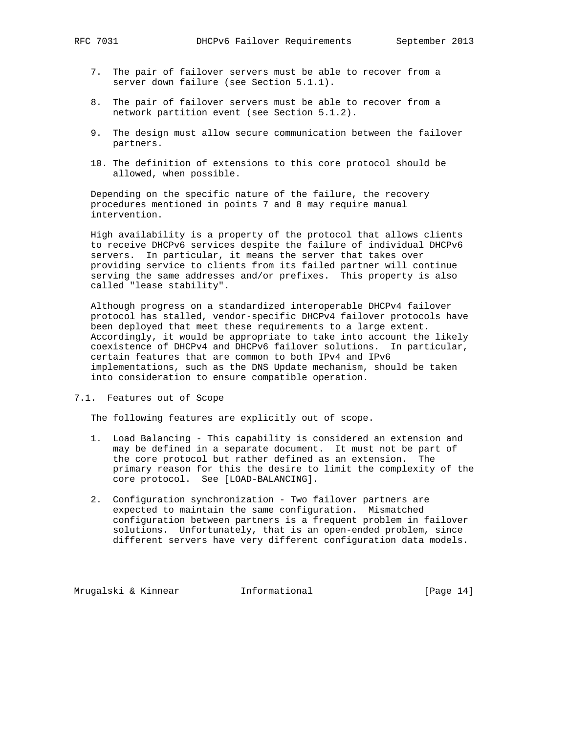7. The pair of failover servers must be able to recover from a server down failure (see Section 5.1.1).

8. The pair of failover servers must be able to recover from a network partition event (see Section 5.1.2).

9. The design must allow secure communication between the failover partners.

10. The definition of extensions to this core protocol should be allowed, when possible.

Depending on the specific nature of the failure, the recovery procedures mentioned in points 7 and 8 may require manual intervention.

High availability is a property of the protocol that allows clients to receive DHCPv6 services despite the failure of individual DHCPv6 servers. In particular, it means the server that takes over providing service to clients from its failed partner will continue serving the same addresses and/or prefixes. This property is also called "lease stability".

Although progress on a standardized interoperable DHCPv4 failover protocol has stalled, vendor-specific DHCPv4 failover protocols have been deployed that meet these requirements to a large extent. Accordingly, it would be appropriate to take into account the likely coexistence of DHCPv4 and DHCPv6 failover solutions. In particular, certain features that are common to both IPv4 and IPv6 implementations, such as the DNS Update mechanism, should be taken into consideration to ensure compatible operation.

## 7.1. Features out of Scope

The following features are explicitly out of scope.

1. Load Balancing - This capability is considered an extension and may be defined in a separate document. It must not be part of the core protocol but rather defined as an extension. The primary reason for this the desire to limit the complexity of the core protocol. See [LOAD-BALANCING].

2. Configuration synchronization - Two failover partners are expected to maintain the same configuration. Mismatched configuration between partners is a frequent problem in failover solutions. Unfortunately, that is an open-ended problem, since different servers have very different configuration data models.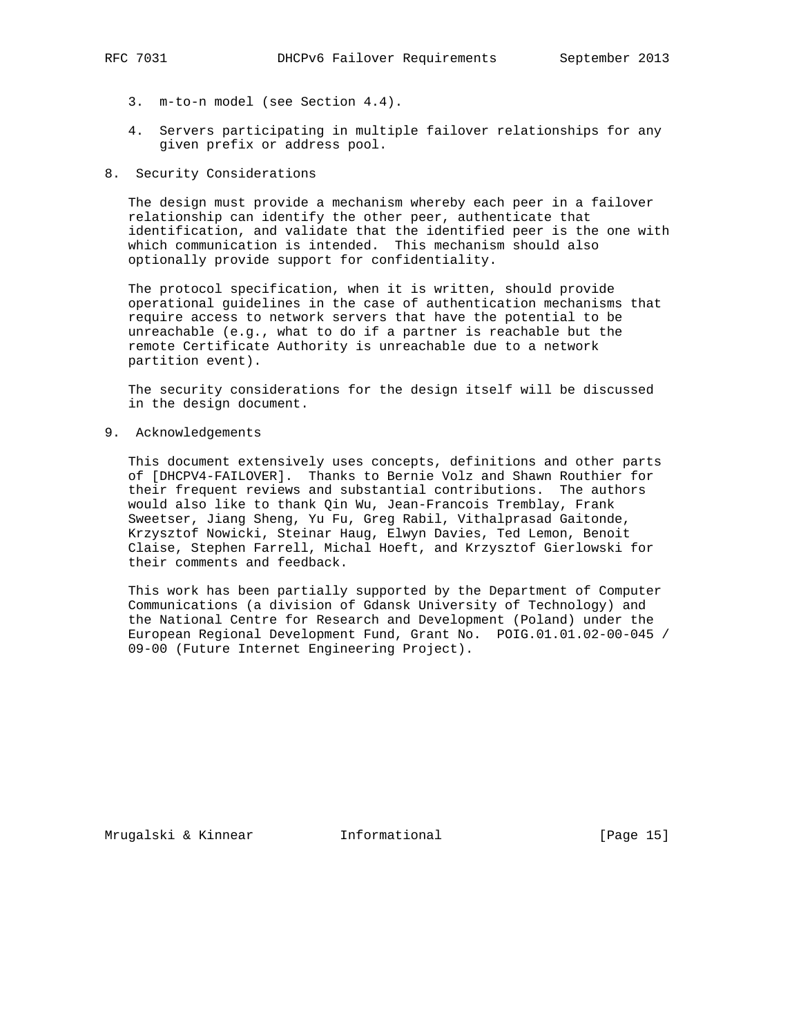3. m-to-n model (see Section 4.4).

4. Servers participating in multiple failover relationships for any given prefix or address pool.

## 8. Security Considerations

The design must provide a mechanism whereby each peer in a failover relationship can identify the other peer, authenticate that identification, and validate that the identified peer is the one with which communication is intended. This mechanism should also optionally provide support for confidentiality.

The protocol specification, when it is written, should provide operational guidelines in the case of authentication mechanisms that require access to network servers that have the potential to be unreachable (e.g., what to do if a partner is reachable but the remote Certificate Authority is unreachable due to a network partition event).

The security considerations for the design itself will be discussed in the design document.

## 9. Acknowledgements

This document extensively uses concepts, definitions and other parts of [DHCPV4-FAILOVER]. Thanks to Bernie Volz and Shawn Routhier for their frequent reviews and substantial contributions. The authors would also like to thank Qin Wu, Jean-Francois Tremblay, Frank Sweetser, Jiang Sheng, Yu Fu, Greg Rabil, Vithalprasad Gaitonde, Krzysztof Nowicki, Steinar Haug, Elwyn Davies, Ted Lemon, Benoit Claise, Stephen Farrell, Michal Hoeft, and Krzysztof Gierlowski for their comments and feedback.

This work has been partially supported by the Department of Computer Communications (a division of Gdansk University of Technology) and the National Centre for Research and Development (Poland) under the European Regional Development Fund, Grant No. POIG.01.01.02-00-045 / 09-00 (Future Internet Engineering Project).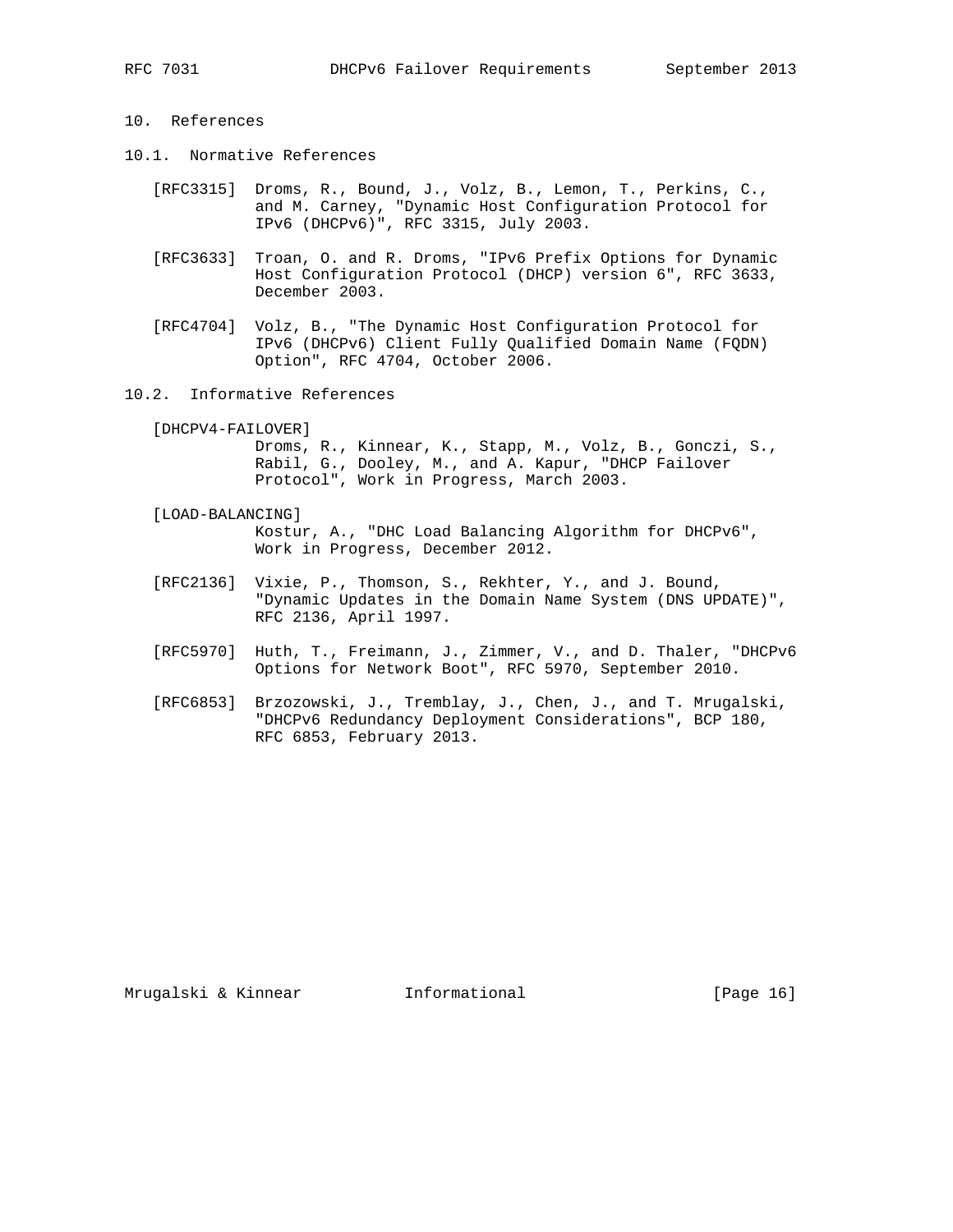## 10. References

### 10.1. Normative References

[RFC3315] Droms, R., Bound, J., Volz, B., Lemon, T., Perkins, C., and M. Carney, "Dynamic Host Configuration Protocol for IPv6 (DHCPv6)", RFC 3315, July 2003.

[RFC3633] Troan, O. and R. Droms, "IPv6 Prefix Options for Dynamic Host Configuration Protocol (DHCP) version 6", RFC 3633, December 2003.

[RFC4704] Volz, B., "The Dynamic Host Configuration Protocol for IPv6 (DHCPv6) Client Fully Qualified Domain Name (FQDN) Option", RFC 4704, October 2006.

### 10.2. Informative References

[DHCPV4-FAILOVER] Droms, R., Kinnear, K., Stapp, M., Volz, B., Gonczi, S., Rabil, G., Dooley, M., and A. Kapur, "DHCP Failover Protocol", Work in Progress, March 2003.

[LOAD-BALANCING] Kostur, A., "DHC Load Balancing Algorithm for DHCPv6", Work in Progress, December 2012.

[RFC2136] Vixie, P., Thomson, S., Rekhter, Y., and J. Bound, "Dynamic Updates in the Domain Name System (DNS UPDATE)", RFC 2136, April 1997.

[RFC5970] Huth, T., Freimann, J., Zimmer, V., and D. Thaler, "DHCPv6 Options for Network Boot", RFC 5970, September 2010.

[RFC6853] Brzozowski, J., Tremblay, J., Chen, J., and T. Mrugalski, "DHCPv6 Redundancy Deployment Considerations", BCP 180, RFC 6853, February 2013.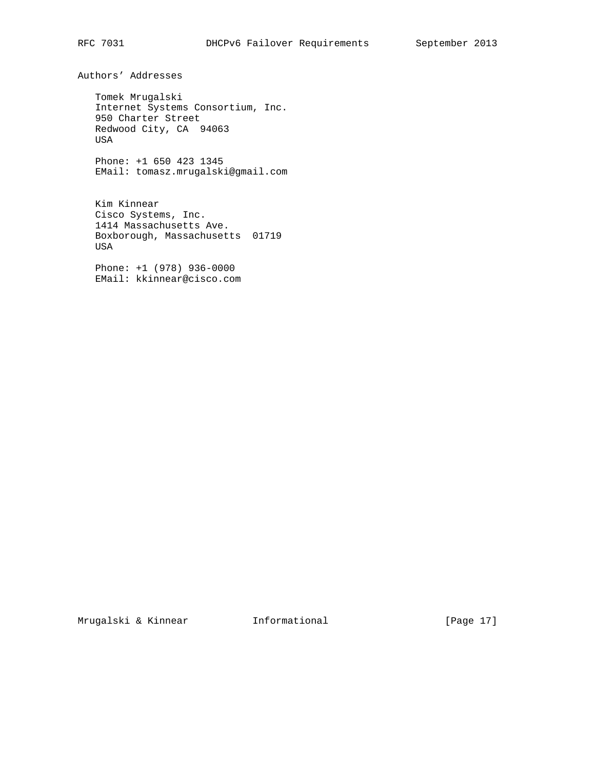# Authors' Addresses

Tomek Mrugalski
Internet Systems Consortium, Inc.
950 Charter Street
Redwood City, CA  94063
USA

Phone: +1 650 423 1345
EMail: tomasz.mrugalski@gmail.com

Kim Kinnear
Cisco Systems, Inc.
1414 Massachusetts Ave.
Boxborough, Massachusetts  01719
USA

Phone: +1 (978) 936-0000
EMail: kkinnear@cisco.com